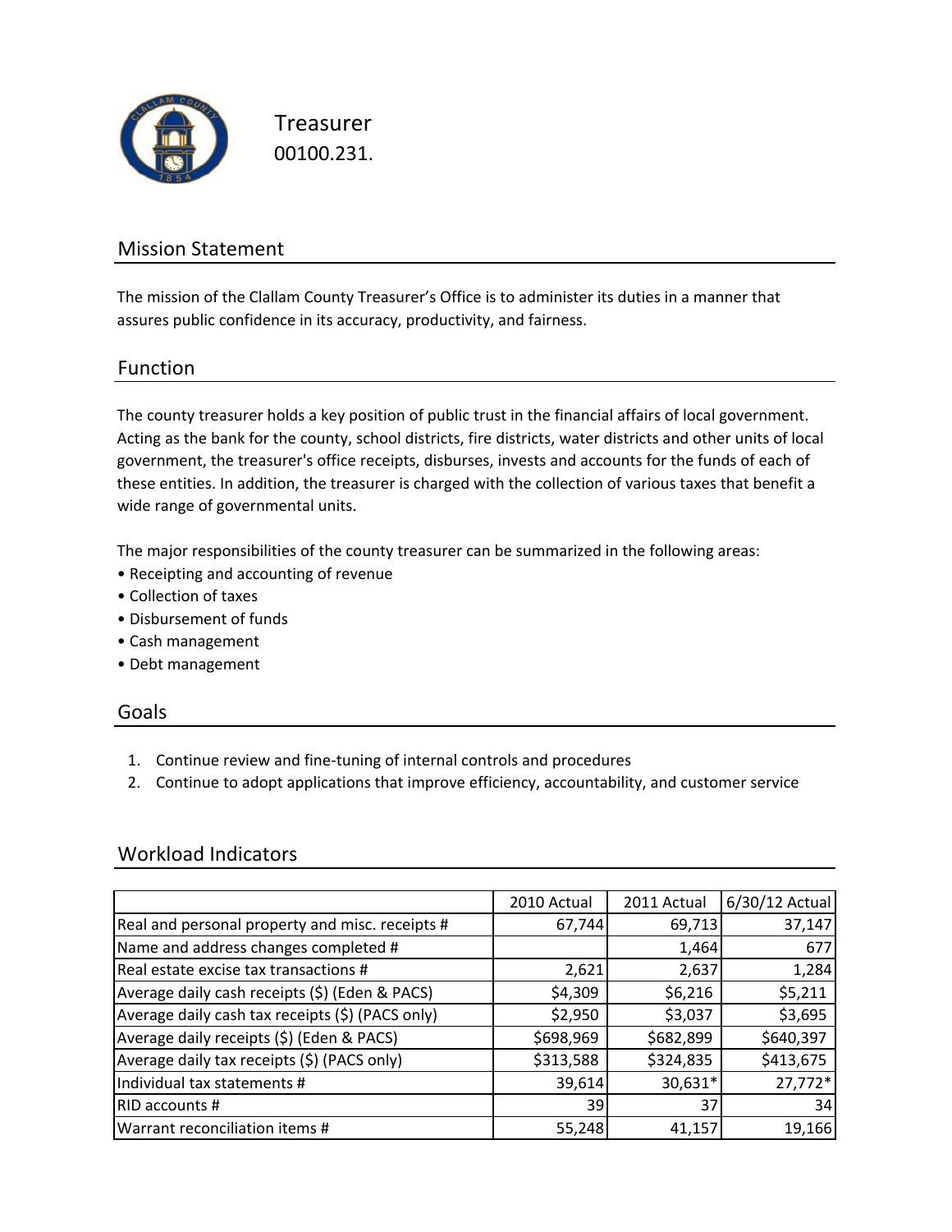# Treasurer

00100.231.

## Mission Statement

The mission of the Clallam County Treasurer's Office is to administer its duties in a manner that assures public confidence in its accuracy, productivity, and fairness.

## Function

The county treasurer holds a key position of public trust in the financial affairs of local government. Acting as the bank for the county, school districts, fire districts, water districts and other units of local government, the treasurer's office receipts, disburses, invests and accounts for the funds of each of these entities. In addition, the treasurer is charged with the collection of various taxes that benefit a wide range of governmental units.

The major responsibilities of the county treasurer can be summarized in the following areas:

- Receipting and accounting of revenue
- Collection of taxes
- Disbursement of funds
- Cash management
- Debt management

## Goals

1. Continue review and fine-tuning of internal controls and procedures
2. Continue to adopt applications that improve efficiency, accountability, and customer service

## Workload Indicators

| | 2010 Actual | 2011 Actual | 6/30/12 Actual |
|---|---|---|---|
| Real and personal property and misc. receipts # | 67,744 | 69,713 | 37,147 |
| Name and address changes completed # | | 1,464 | 677 |
| Real estate excise tax transactions # | 2,621 | 2,637 | 1,284 |
| Average daily cash receipts ($) (Eden & PACS) | $4,309 | $6,216 | $5,211 |
| Average daily cash tax receipts ($) (PACS only) | $2,950 | $3,037 | $3,695 |
| Average daily receipts ($) (Eden & PACS) | $698,969 | $682,899 | $640,397 |
| Average daily tax receipts ($) (PACS only) | $313,588 | $324,835 | $413,675 |
| Individual tax statements # | 39,614 | 30,631* | 27,772* |
| RID accounts # | 39 | 37 | 34 |
| Warrant reconciliation items # | 55,248 | 41,157 | 19,166 |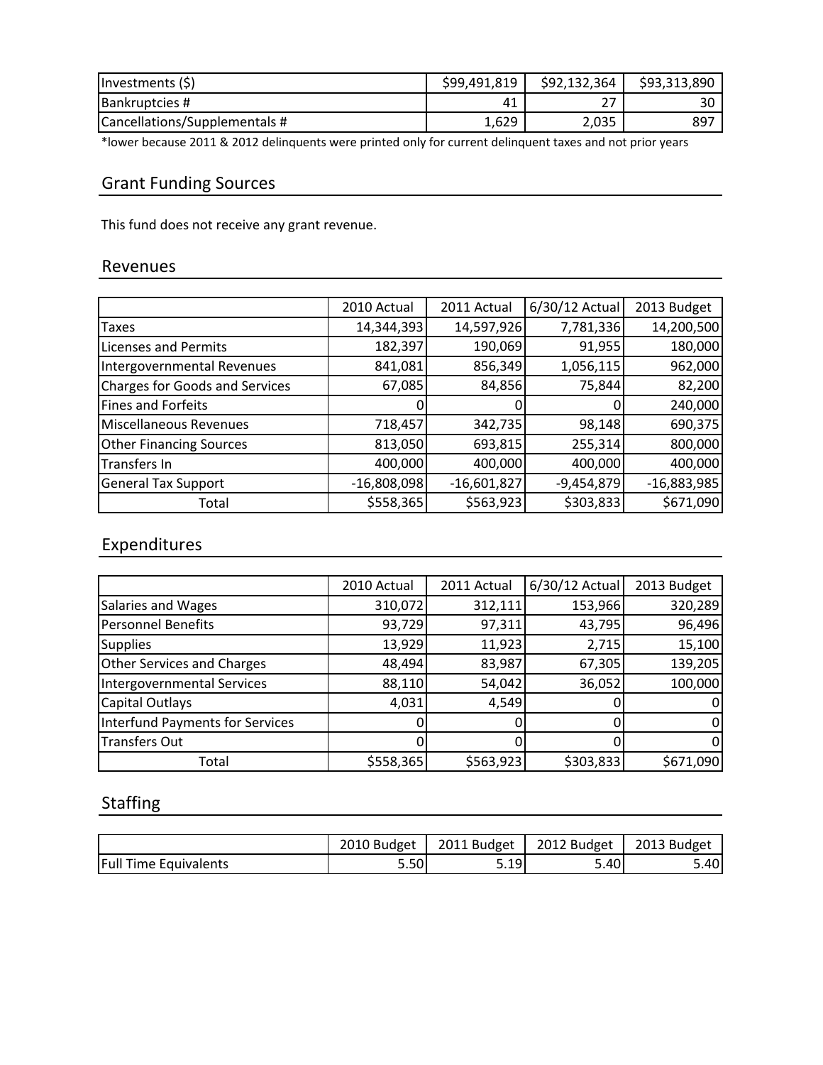| | | | |
|---|---|---|---|
| Investments ($) | $99,491,819 | $92,132,364 | $93,313,890 |
| Bankruptcies # | 41 | 27 | 30 |
| Cancellations/Supplementals # | 1,629 | 2,035 | 897 |

*lower because 2011 & 2012 delinquents were printed only for current delinquent taxes and not prior years

## Grant Funding Sources

This fund does not receive any grant revenue.

## Revenues

| | 2010 Actual | 2011 Actual | 6/30/12 Actual | 2013 Budget |
|---|---|---|---|---|
| Taxes | 14,344,393 | 14,597,926 | 7,781,336 | 14,200,500 |
| Licenses and Permits | 182,397 | 190,069 | 91,955 | 180,000 |
| Intergovernmental Revenues | 841,081 | 856,349 | 1,056,115 | 962,000 |
| Charges for Goods and Services | 67,085 | 84,856 | 75,844 | 82,200 |
| Fines and Forfeits | 0 | 0 | 0 | 240,000 |
| Miscellaneous Revenues | 718,457 | 342,735 | 98,148 | 690,375 |
| Other Financing Sources | 813,050 | 693,815 | 255,314 | 800,000 |
| Transfers In | 400,000 | 400,000 | 400,000 | 400,000 |
| General Tax Support | -16,808,098 | -16,601,827 | -9,454,879 | -16,883,985 |
| Total | $558,365 | $563,923 | $303,833 | $671,090 |

## Expenditures

| | 2010 Actual | 2011 Actual | 6/30/12 Actual | 2013 Budget |
|---|---|---|---|---|
| Salaries and Wages | 310,072 | 312,111 | 153,966 | 320,289 |
| Personnel Benefits | 93,729 | 97,311 | 43,795 | 96,496 |
| Supplies | 13,929 | 11,923 | 2,715 | 15,100 |
| Other Services and Charges | 48,494 | 83,987 | 67,305 | 139,205 |
| Intergovernmental Services | 88,110 | 54,042 | 36,052 | 100,000 |
| Capital Outlays | 4,031 | 4,549 | 0 | 0 |
| Interfund Payments for Services | 0 | 0 | 0 | 0 |
| Transfers Out | 0 | 0 | 0 | 0 |
| Total | $558,365 | $563,923 | $303,833 | $671,090 |

## Staffing

| | 2010 Budget | 2011 Budget | 2012 Budget | 2013 Budget |
|---|---|---|---|---|
| Full Time Equivalents | 5.50 | 5.19 | 5.40 | 5.40 |